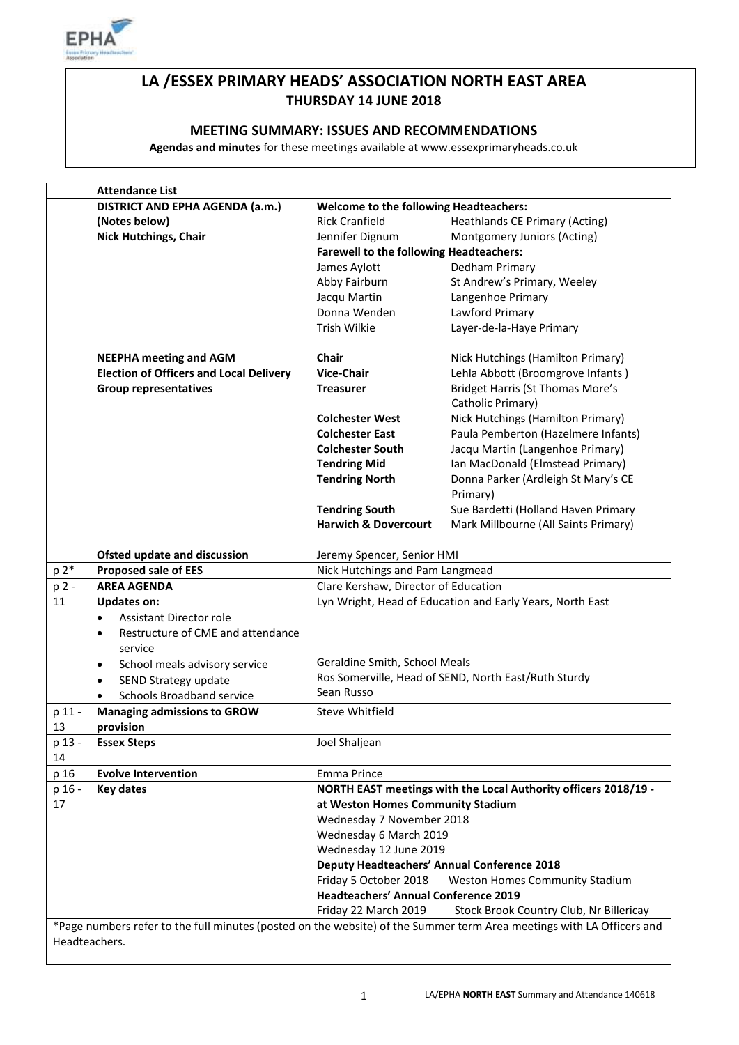# LA /ESSEX PRIMARY HEADS' ASSOCIATION NORTH EAST AREA

**THURSDAY 14 JUNE 2018**

## MEETING SUMMARY: ISSUES AND RECOMMENDATIONS

**Agendas and minutes** for these meetings available at www.essexprimaryheads.co.uk

| | **Attendance List** | | |
|---|---|---|---|
| | **DISTRICT AND EPHA AGENDA (a.m.)** | **Welcome to the following Headteachers:** | |
| | **(Notes below)** | Rick Cranfield | Heathlands CE Primary (Acting) |
| | **Nick Hutchings, Chair** | Jennifer Dignum | Montgomery Juniors (Acting) |
| | | **Farewell to the following Headteachers:** | |
| | | James Aylott | Dedham Primary |
| | | Abby Fairburn | St Andrew's Primary, Weeley |
| | | Jacqu Martin | Langenhoe Primary |
| | | Donna Wenden | Lawford Primary |
| | | Trish Wilkie | Layer-de-la-Haye Primary |
| | **NEEPHA meeting and AGM** | **Chair** | Nick Hutchings (Hamilton Primary) |
| | **Election of Officers and Local Delivery** | **Vice-Chair** | Lehla Abbott (Broomgrove Infants ) |
| | **Group representatives** | **Treasurer** | Bridget Harris (St Thomas More's Catholic Primary) |
| | | **Colchester West** | Nick Hutchings (Hamilton Primary) |
| | | **Colchester East** | Paula Pemberton (Hazelmere Infants) |
| | | **Colchester South** | Jacqu Martin (Langenhoe Primary) |
| | | **Tendring Mid** | Ian MacDonald (Elmstead Primary) |
| | | **Tendring North** | Donna Parker (Ardleigh St Mary's CE Primary) |
| | | **Tendring South** | Sue Bardetti (Holland Haven Primary |
| | | **Harwich & Dovercourt** | Mark Millbourne (All Saints Primary) |
| | **Ofsted update and discussion** | Jeremy Spencer, Senior HMI | |
| p 2* | **Proposed sale of EES** | Nick Hutchings and Pam Langmead | |
| p 2 - 11 | **AREA AGENDA**<br>**Updates on:**<br>• Assistant Director role<br>• Restructure of CME and attendance service<br>• School meals advisory service<br>• SEND Strategy update<br>• Schools Broadband service | Clare Kershaw, Director of Education<br>Lyn Wright, Head of Education and Early Years, North East<br><br><br>Geraldine Smith, School Meals<br>Ros Somerville, Head of SEND, North East/Ruth Sturdy<br>Sean Russo | |
| p 11 - 13 | **Managing admissions to GROW provision** | Steve Whitfield | |
| p 13 - 14 | **Essex Steps** | Joel Shaljean | |
| p 16 | **Evolve Intervention** | Emma Prince | |
| p 16 - 17 | **Key dates** | **NORTH EAST meetings with the Local Authority officers 2018/19 - at Weston Homes Community Stadium** | |
| | | Wednesday 7 November 2018 | |
| | | Wednesday 6 March 2019 | |
| | | Wednesday 12 June 2019 | |
| | | **Deputy Headteachers' Annual Conference 2018** | |
| | | Friday 5 October 2018 | Weston Homes Community Stadium |
| | | **Headteachers' Annual Conference 2019** | |
| | | Friday 22 March 2019 | Stock Brook Country Club, Nr Billericay |

*Page numbers refer to the full minutes (posted on the website) of the Summer term Area meetings with LA Officers and Headteachers.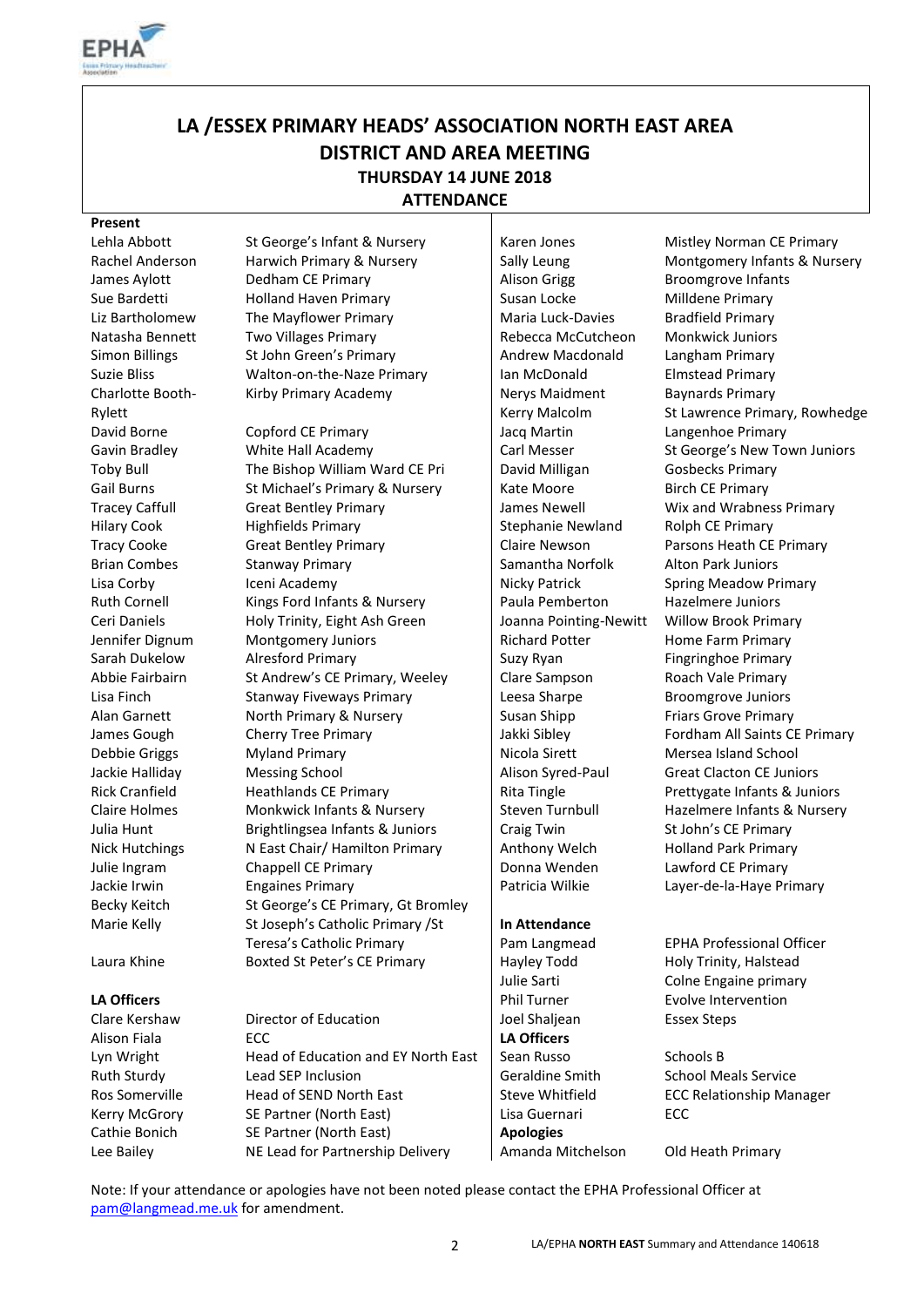# LA /ESSEX PRIMARY HEADS' ASSOCIATION NORTH EAST AREA
## DISTRICT AND AREA MEETING
### THURSDAY 14 JUNE 2018
### ATTENDANCE

**Present**

| Name | School |
|---|---|
| Lehla Abbott | St George's Infant & Nursery |
| Rachel Anderson | Harwich Primary & Nursery |
| James Aylott | Dedham CE Primary |
| Sue Bardetti | Holland Haven Primary |
| Liz Bartholomew | The Mayflower Primary |
| Natasha Bennett | Two Villages Primary |
| Simon Billings | St John Green's Primary |
| Suzie Bliss | Walton-on-the-Naze Primary |
| Charlotte Booth-Rylett | Kirby Primary Academy |
| David Borne | Copford CE Primary |
| Gavin Bradley | White Hall Academy |
| Toby Bull | The Bishop William Ward CE Pri |
| Gail Burns | St Michael's Primary & Nursery |
| Tracey Caffull | Great Bentley Primary |
| Hilary Cook | Highfields Primary |
| Tracy Cooke | Great Bentley Primary |
| Brian Combes | Stanway Primary |
| Lisa Corby | Iceni Academy |
| Ruth Cornell | Kings Ford Infants & Nursery |
| Ceri Daniels | Holy Trinity, Eight Ash Green |
| Jennifer Dignum | Montgomery Juniors |
| Sarah Dukelow | Alresford Primary |
| Abbie Fairbairn | St Andrew's CE Primary, Weeley |
| Lisa Finch | Stanway Fiveways Primary |
| Alan Garnett | North Primary & Nursery |
| James Gough | Cherry Tree Primary |
| Debbie Griggs | Myland Primary |
| Jackie Halliday | Messing School |
| Rick Cranfield | Heathlands CE Primary |
| Claire Holmes | Monkwick Infants & Nursery |
| Julia Hunt | Brightlingsea Infants & Juniors |
| Nick Hutchings | N East Chair/ Hamilton Primary |
| Julie Ingram | Chappell CE Primary |
| Jackie Irwin | Engaines Primary |
| Becky Keitch | St George's CE Primary, Gt Bromley |
| Marie Kelly | St Joseph's Catholic Primary /St Teresa's Catholic Primary |
| Laura Khine | Boxted St Peter's CE Primary |
| Karen Jones | Mistley Norman CE Primary |
| Sally Leung | Montgomery Infants & Nursery |
| Alison Grigg | Broomgrove Infants |
| Susan Locke | Milldene Primary |
| Maria Luck-Davies | Bradfield Primary |
| Rebecca McCutcheon | Monkwick Juniors |
| Andrew Macdonald | Langham Primary |
| Ian McDonald | Elmstead Primary |
| Nerys Maidment | Baynards Primary |
| Kerry Malcolm | St Lawrence Primary, Rowhedge |
| Jacq Martin | Langenhoe Primary |
| Carl Messer | St George's New Town Juniors |
| David Milligan | Gosbecks Primary |
| Kate Moore | Birch CE Primary |
| James Newell | Wix and Wrabness Primary |
| Stephanie Newland | Rolph CE Primary |
| Claire Newson | Parsons Heath CE Primary |
| Samantha Norfolk | Alton Park Juniors |
| Nicky Patrick | Spring Meadow Primary |
| Paula Pemberton | Hazelmere Juniors |
| Joanna Pointing-Newitt | Willow Brook Primary |
| Richard Potter | Home Farm Primary |
| Suzy Ryan | Fingringhoe Primary |
| Clare Sampson | Roach Vale Primary |
| Leesa Sharpe | Broomgrove Juniors |
| Susan Shipp | Friars Grove Primary |
| Jakki Sibley | Fordham All Saints CE Primary |
| Nicola Sirett | Mersea Island School |
| Alison Syred-Paul | Great Clacton CE Juniors |
| Rita Tingle | Prettygate Infants & Juniors |
| Steven Turnbull | Hazelmere Infants & Nursery |
| Craig Twin | St John's CE Primary |
| Anthony Welch | Holland Park Primary |
| Donna Wenden | Lawford CE Primary |
| Patricia Wilkie | Layer-de-la-Haye Primary |

**LA Officers**

| Name | Role |
|---|---|
| Clare Kershaw | Director of Education |
| Alison Fiala | ECC |
| Lyn Wright | Head of Education and EY North East |
| Ruth Sturdy | Lead SEP Inclusion |
| Ros Somerville | Head of SEND North East |
| Kerry McGrory | SE Partner (North East) |
| Cathie Bonich | SE Partner (North East) |
| Lee Bailey | NE Lead for Partnership Delivery |

**In Attendance**

| Name | Role |
|---|---|
| Pam Langmead | EPHA Professional Officer |
| Hayley Todd | Holy Trinity, Halstead |
| Julie Sarti | Colne Engaine primary |
| Phil Turner | Evolve Intervention |
| Joel Shaljean | Essex Steps |

**LA Officers**

| Name | Role |
|---|---|
| Sean Russo | Schools B |
| Geraldine Smith | School Meals Service |
| Steve Whitfield | ECC Relationship Manager |
| Lisa Guernari | ECC |

**Apologies**

| Name | School |
|---|---|
| Amanda Mitchelson | Old Heath Primary |

Note: If your attendance or apologies have not been noted please contact the EPHA Professional Officer at pam@langmead.me.uk for amendment.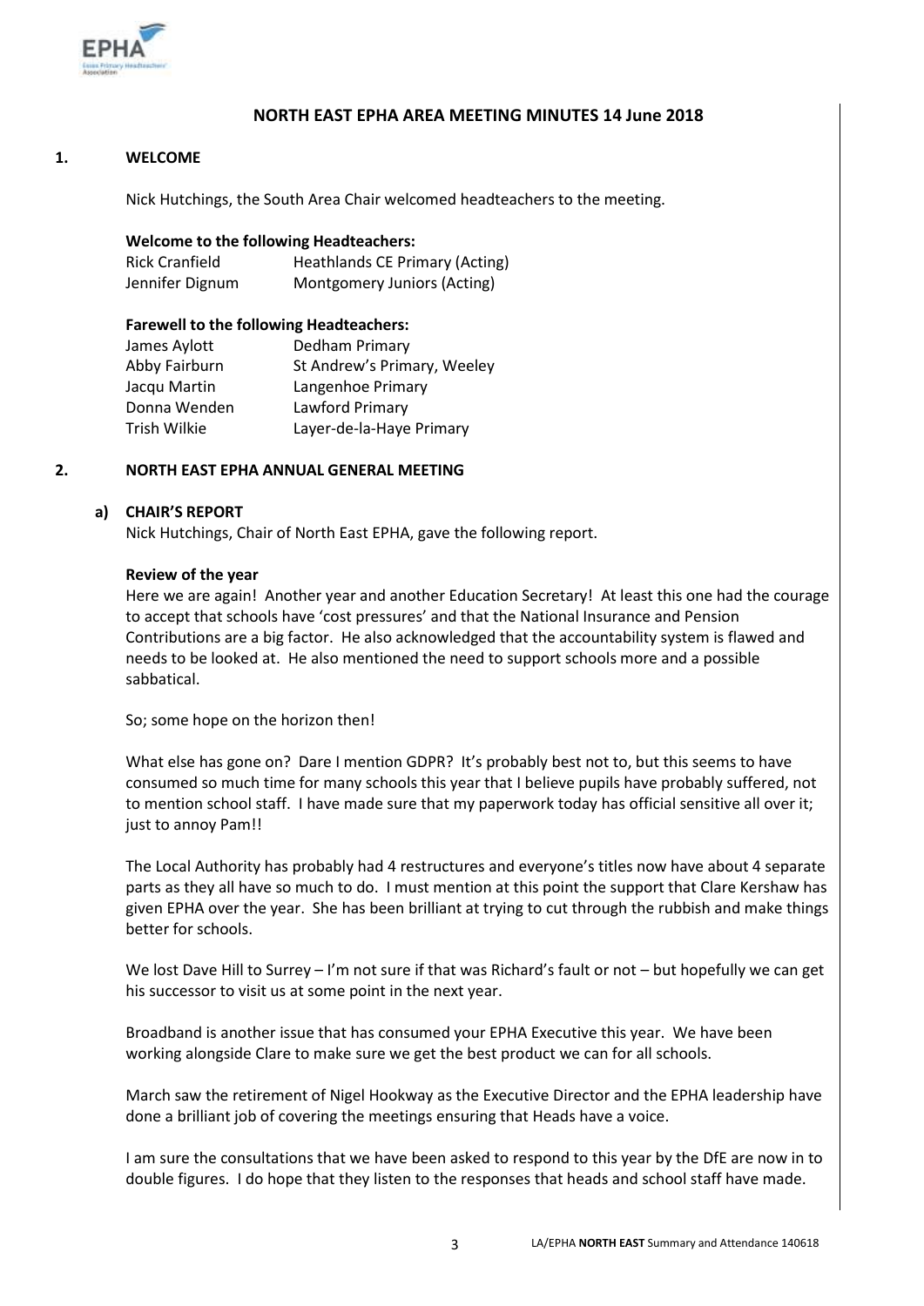## NORTH EAST EPHA AREA MEETING MINUTES 14 June 2018

### 1. WELCOME

Nick Hutchings, the South Area Chair welcomed headteachers to the meeting.

**Welcome to the following Headteachers:**

| | |
|---|---|
| Rick Cranfield | Heathlands CE Primary (Acting) |
| Jennifer Dignum | Montgomery Juniors (Acting) |

**Farewell to the following Headteachers:**

| | |
|---|---|
| James Aylott | Dedham Primary |
| Abby Fairburn | St Andrew's Primary, Weeley |
| Jacqu Martin | Langenhoe Primary |
| Donna Wenden | Lawford Primary |
| Trish Wilkie | Layer-de-la-Haye Primary |

### 2. NORTH EAST EPHA ANNUAL GENERAL MEETING

#### a) CHAIR'S REPORT

Nick Hutchings, Chair of North East EPHA, gave the following report.

**Review of the year**

Here we are again! Another year and another Education Secretary! At least this one had the courage to accept that schools have 'cost pressures' and that the National Insurance and Pension Contributions are a big factor. He also acknowledged that the accountability system is flawed and needs to be looked at. He also mentioned the need to support schools more and a possible sabbatical.

So; some hope on the horizon then!

What else has gone on? Dare I mention GDPR? It's probably best not to, but this seems to have consumed so much time for many schools this year that I believe pupils have probably suffered, not to mention school staff. I have made sure that my paperwork today has official sensitive all over it; just to annoy Pam!!

The Local Authority has probably had 4 restructures and everyone's titles now have about 4 separate parts as they all have so much to do. I must mention at this point the support that Clare Kershaw has given EPHA over the year. She has been brilliant at trying to cut through the rubbish and make things better for schools.

We lost Dave Hill to Surrey – I'm not sure if that was Richard's fault or not – but hopefully we can get his successor to visit us at some point in the next year.

Broadband is another issue that has consumed your EPHA Executive this year. We have been working alongside Clare to make sure we get the best product we can for all schools.

March saw the retirement of Nigel Hookway as the Executive Director and the EPHA leadership have done a brilliant job of covering the meetings ensuring that Heads have a voice.

I am sure the consultations that we have been asked to respond to this year by the DfE are now in to double figures. I do hope that they listen to the responses that heads and school staff have made.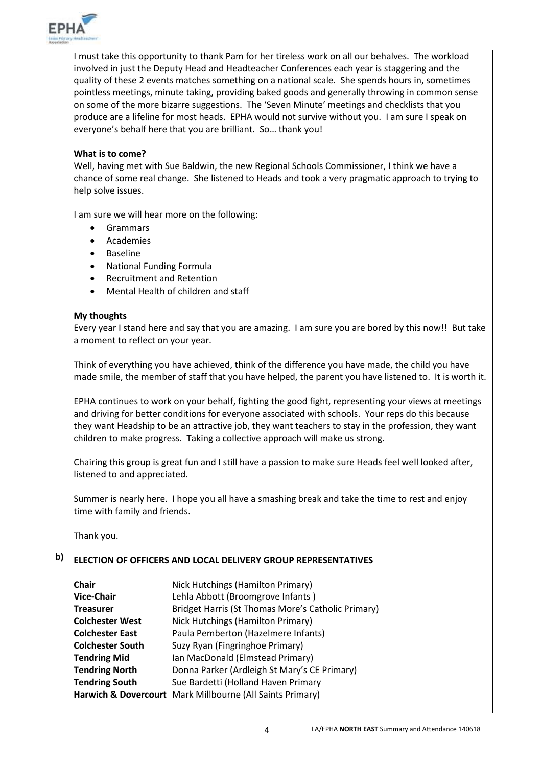I must take this opportunity to thank Pam for her tireless work on all our behalves. The workload involved in just the Deputy Head and Headteacher Conferences each year is staggering and the quality of these 2 events matches something on a national scale. She spends hours in, sometimes pointless meetings, minute taking, providing baked goods and generally throwing in common sense on some of the more bizarre suggestions. The 'Seven Minute' meetings and checklists that you produce are a lifeline for most heads. EPHA would not survive without you. I am sure I speak on everyone's behalf here that you are brilliant. So… thank you!

**What is to come?**

Well, having met with Sue Baldwin, the new Regional Schools Commissioner, I think we have a chance of some real change. She listened to Heads and took a very pragmatic approach to trying to help solve issues.

I am sure we will hear more on the following:

- Grammars
- Academies
- Baseline
- National Funding Formula
- Recruitment and Retention
- Mental Health of children and staff

**My thoughts**

Every year I stand here and say that you are amazing. I am sure you are bored by this now!! But take a moment to reflect on your year.

Think of everything you have achieved, think of the difference you have made, the child you have made smile, the member of staff that you have helped, the parent you have listened to. It is worth it.

EPHA continues to work on your behalf, fighting the good fight, representing your views at meetings and driving for better conditions for everyone associated with schools. Your reps do this because they want Headship to be an attractive job, they want teachers to stay in the profession, they want children to make progress. Taking a collective approach will make us strong.

Chairing this group is great fun and I still have a passion to make sure Heads feel well looked after, listened to and appreciated.

Summer is nearly here. I hope you all have a smashing break and take the time to rest and enjoy time with family and friends.

Thank you.

## b) ELECTION OF OFFICERS AND LOCAL DELIVERY GROUP REPRESENTATIVES

| | |
|---|---|
| **Chair** | Nick Hutchings (Hamilton Primary) |
| **Vice-Chair** | Lehla Abbott (Broomgrove Infants ) |
| **Treasurer** | Bridget Harris (St Thomas More's Catholic Primary) |
| **Colchester West** | Nick Hutchings (Hamilton Primary) |
| **Colchester East** | Paula Pemberton (Hazelmere Infants) |
| **Colchester South** | Suzy Ryan (Fingringhoe Primary) |
| **Tendring Mid** | Ian MacDonald (Elmstead Primary) |
| **Tendring North** | Donna Parker (Ardleigh St Mary's CE Primary) |
| **Tendring South** | Sue Bardetti (Holland Haven Primary |
| **Harwich & Dovercourt** | Mark Millbourne (All Saints Primary) |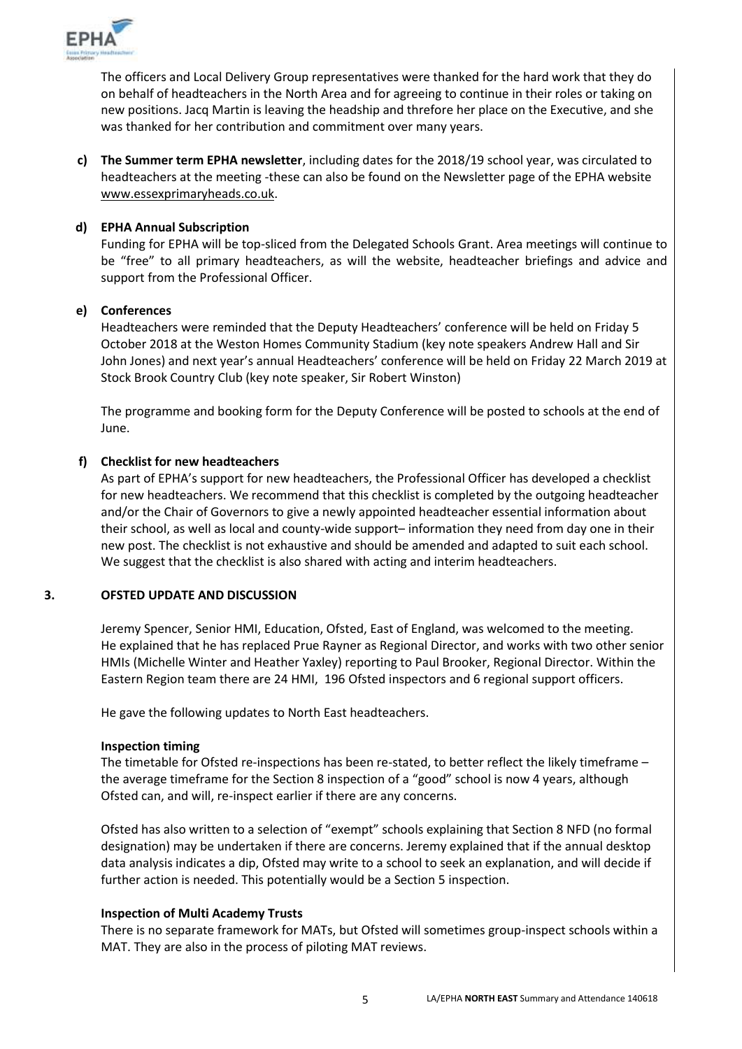The officers and Local Delivery Group representatives were thanked for the hard work that they do on behalf of headteachers in the North Area and for agreeing to continue in their roles or taking on new positions. Jacq Martin is leaving the headship and threfore her place on the Executive, and she was thanked for her contribution and commitment over many years.

**c) The Summer term EPHA newsletter**, including dates for the 2018/19 school year, was circulated to headteachers at the meeting -these can also be found on the Newsletter page of the EPHA website www.essexprimaryheads.co.uk.

**d) EPHA Annual Subscription**

Funding for EPHA will be top-sliced from the Delegated Schools Grant. Area meetings will continue to be "free" to all primary headteachers, as will the website, headteacher briefings and advice and support from the Professional Officer.

**e) Conferences**

Headteachers were reminded that the Deputy Headteachers' conference will be held on Friday 5 October 2018 at the Weston Homes Community Stadium (key note speakers Andrew Hall and Sir John Jones) and next year's annual Headteachers' conference will be held on Friday 22 March 2019 at Stock Brook Country Club (key note speaker, Sir Robert Winston)

The programme and booking form for the Deputy Conference will be posted to schools at the end of June.

**f) Checklist for new headteachers**

As part of EPHA's support for new headteachers, the Professional Officer has developed a checklist for new headteachers. We recommend that this checklist is completed by the outgoing headteacher and/or the Chair of Governors to give a newly appointed headteacher essential information about their school, as well as local and county-wide support– information they need from day one in their new post. The checklist is not exhaustive and should be amended and adapted to suit each school. We suggest that the checklist is also shared with acting and interim headteachers.

## 3. OFSTED UPDATE AND DISCUSSION

Jeremy Spencer, Senior HMI, Education, Ofsted, East of England, was welcomed to the meeting. He explained that he has replaced Prue Rayner as Regional Director, and works with two other senior HMIs (Michelle Winter and Heather Yaxley) reporting to Paul Brooker, Regional Director. Within the Eastern Region team there are 24 HMI, 196 Ofsted inspectors and 6 regional support officers.

He gave the following updates to North East headteachers.

**Inspection timing**

The timetable for Ofsted re-inspections has been re-stated, to better reflect the likely timeframe – the average timeframe for the Section 8 inspection of a "good" school is now 4 years, although Ofsted can, and will, re-inspect earlier if there are any concerns.

Ofsted has also written to a selection of "exempt" schools explaining that Section 8 NFD (no formal designation) may be undertaken if there are concerns. Jeremy explained that if the annual desktop data analysis indicates a dip, Ofsted may write to a school to seek an explanation, and will decide if further action is needed. This potentially would be a Section 5 inspection.

**Inspection of Multi Academy Trusts**

There is no separate framework for MATs, but Ofsted will sometimes group-inspect schools within a MAT. They are also in the process of piloting MAT reviews.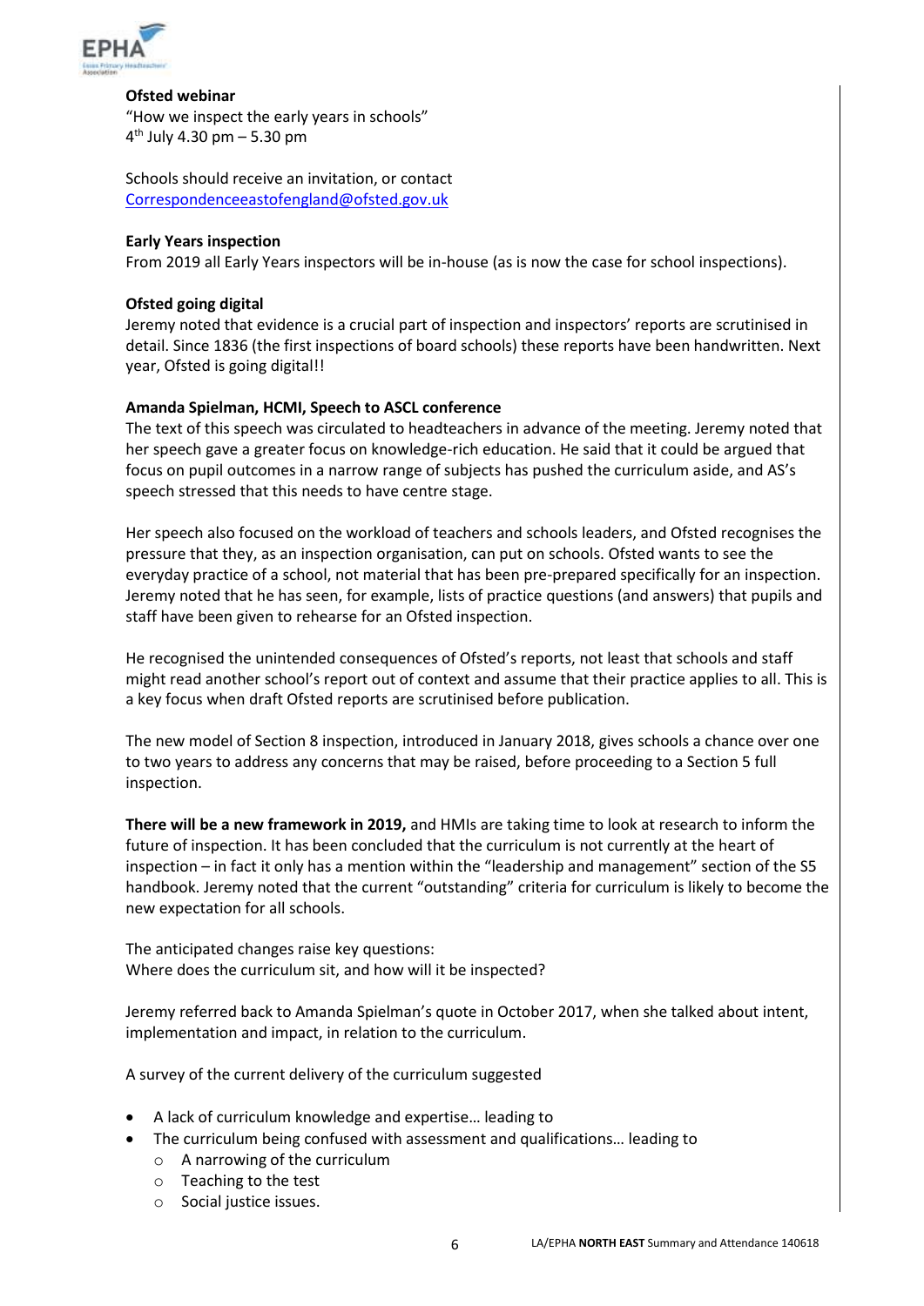**Ofsted webinar**

"How we inspect the early years in schools"
4th July 4.30 pm – 5.30 pm

Schools should receive an invitation, or contact
Correspondenceeastofengland@ofsted.gov.uk

**Early Years inspection**

From 2019 all Early Years inspectors will be in-house (as is now the case for school inspections).

**Ofsted going digital**

Jeremy noted that evidence is a crucial part of inspection and inspectors' reports are scrutinised in detail. Since 1836 (the first inspections of board schools) these reports have been handwritten. Next year, Ofsted is going digital!!

**Amanda Spielman, HCMI, Speech to ASCL conference**

The text of this speech was circulated to headteachers in advance of the meeting. Jeremy noted that her speech gave a greater focus on knowledge-rich education. He said that it could be argued that focus on pupil outcomes in a narrow range of subjects has pushed the curriculum aside, and AS's speech stressed that this needs to have centre stage.

Her speech also focused on the workload of teachers and schools leaders, and Ofsted recognises the pressure that they, as an inspection organisation, can put on schools. Ofsted wants to see the everyday practice of a school, not material that has been pre-prepared specifically for an inspection. Jeremy noted that he has seen, for example, lists of practice questions (and answers) that pupils and staff have been given to rehearse for an Ofsted inspection.

He recognised the unintended consequences of Ofsted's reports, not least that schools and staff might read another school's report out of context and assume that their practice applies to all. This is a key focus when draft Ofsted reports are scrutinised before publication.

The new model of Section 8 inspection, introduced in January 2018, gives schools a chance over one to two years to address any concerns that may be raised, before proceeding to a Section 5 full inspection.

**There will be a new framework in 2019,** and HMIs are taking time to look at research to inform the future of inspection. It has been concluded that the curriculum is not currently at the heart of inspection – in fact it only has a mention within the "leadership and management" section of the S5 handbook. Jeremy noted that the current "outstanding" criteria for curriculum is likely to become the new expectation for all schools.

The anticipated changes raise key questions:
Where does the curriculum sit, and how will it be inspected?

Jeremy referred back to Amanda Spielman's quote in October 2017, when she talked about intent, implementation and impact, in relation to the curriculum.

A survey of the current delivery of the curriculum suggested

- A lack of curriculum knowledge and expertise… leading to
- The curriculum being confused with assessment and qualifications… leading to
  - A narrowing of the curriculum
  - Teaching to the test
  - Social justice issues.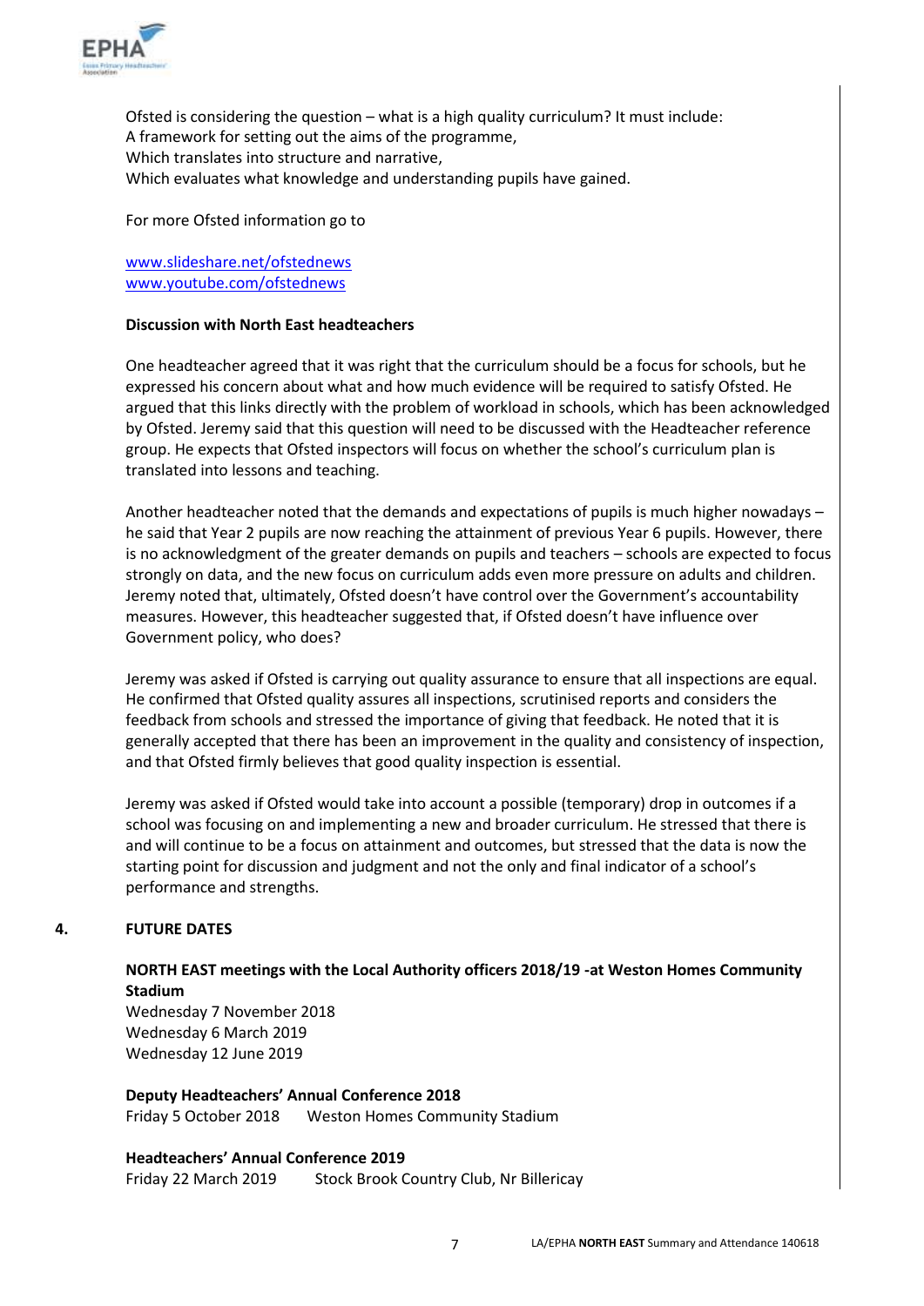Ofsted is considering the question – what is a high quality curriculum? It must include:
A framework for setting out the aims of the programme,
Which translates into structure and narrative,
Which evaluates what knowledge and understanding pupils have gained.

For more Ofsted information go to

www.slideshare.net/ofstednews
www.youtube.com/ofstednews

**Discussion with North East headteachers**

One headteacher agreed that it was right that the curriculum should be a focus for schools, but he expressed his concern about what and how much evidence will be required to satisfy Ofsted. He argued that this links directly with the problem of workload in schools, which has been acknowledged by Ofsted. Jeremy said that this question will need to be discussed with the Headteacher reference group. He expects that Ofsted inspectors will focus on whether the school's curriculum plan is translated into lessons and teaching.

Another headteacher noted that the demands and expectations of pupils is much higher nowadays – he said that Year 2 pupils are now reaching the attainment of previous Year 6 pupils. However, there is no acknowledgment of the greater demands on pupils and teachers – schools are expected to focus strongly on data, and the new focus on curriculum adds even more pressure on adults and children. Jeremy noted that, ultimately, Ofsted doesn't have control over the Government's accountability measures. However, this headteacher suggested that, if Ofsted doesn't have influence over Government policy, who does?

Jeremy was asked if Ofsted is carrying out quality assurance to ensure that all inspections are equal. He confirmed that Ofsted quality assures all inspections, scrutinised reports and considers the feedback from schools and stressed the importance of giving that feedback. He noted that it is generally accepted that there has been an improvement in the quality and consistency of inspection, and that Ofsted firmly believes that good quality inspection is essential.

Jeremy was asked if Ofsted would take into account a possible (temporary) drop in outcomes if a school was focusing on and implementing a new and broader curriculum. He stressed that there is and will continue to be a focus on attainment and outcomes, but stressed that the data is now the starting point for discussion and judgment and not the only and final indicator of a school's performance and strengths.

## 4. FUTURE DATES

**NORTH EAST meetings with the Local Authority officers 2018/19 -at Weston Homes Community Stadium**

Wednesday 7 November 2018
Wednesday 6 March 2019
Wednesday 12 June 2019

**Deputy Headteachers' Annual Conference 2018**

Friday 5 October 2018 Weston Homes Community Stadium

**Headteachers' Annual Conference 2019**

Friday 22 March 2019 Stock Brook Country Club, Nr Billericay